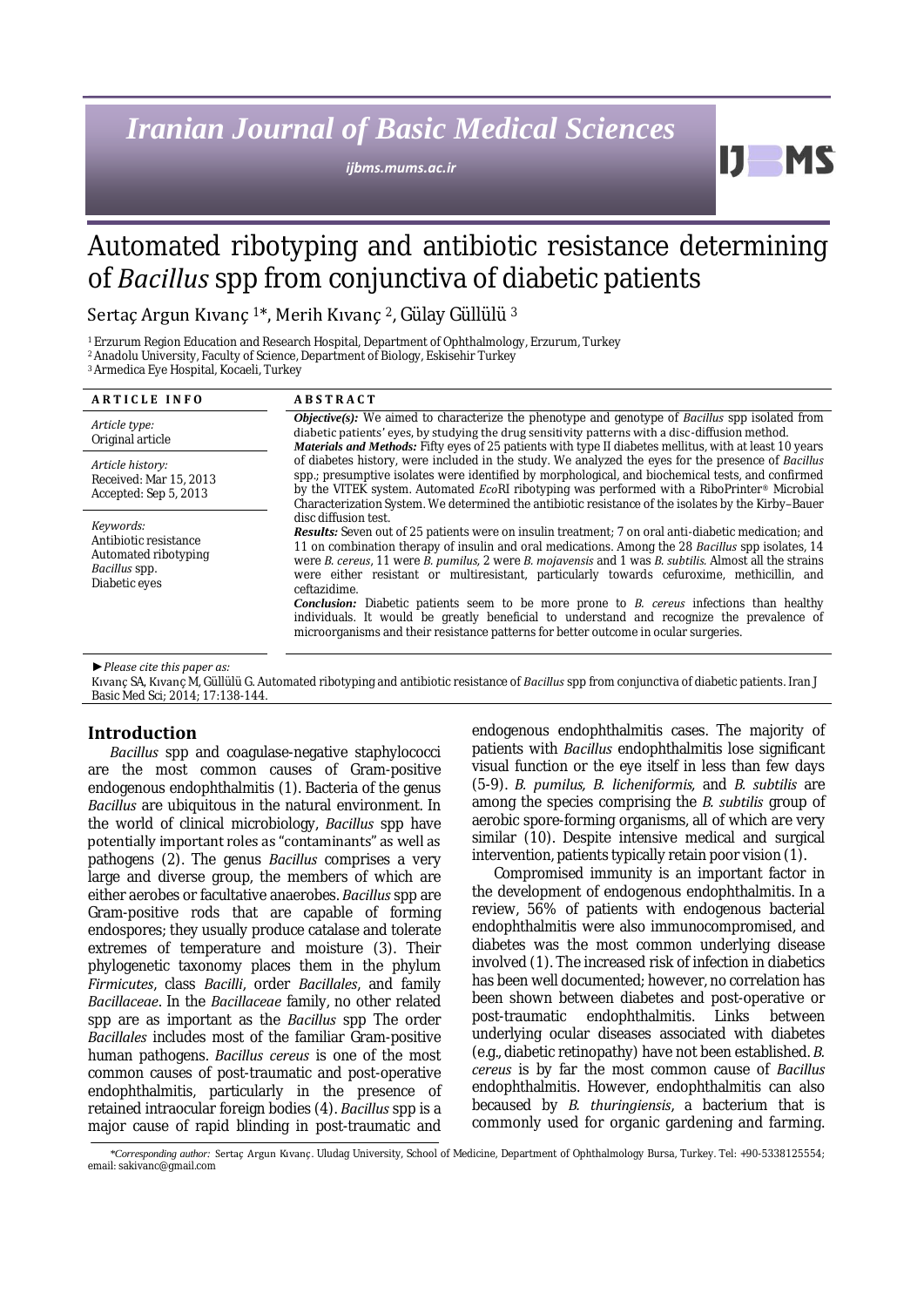# Iranian Journal of Basic Medical Sciences

*ijbms.mums.ac.ir*

# Automated ribotyping and antibiotic resistance determining of *Bacillus* spp from conjunctiva of diabetic patients

Sertaç Argun Kıvanç [1]*, Merih Kıvanç [2], Gülay Güllülü [3]

[1] Erzurum Region Education and Research Hospital, Department of Ophthalmology, Erzurum, Turkey
[2] Anadolu University, Faculty of Science, Department of Biology, Eskisehir Turkey
[3] Armedica Eye Hospital, Kocaeli, Turkey

**ARTICLE INFO**

*Article type:*
Original article

*Article history:*
Received: Mar 15, 2013
Accepted: Sep 5, 2013

*Keywords:*
Antibiotic resistance
Automated ribotyping
*Bacillus* spp.
Diabetic eyes

**ABSTRACT**

***Objective(s):*** We aimed to characterize the phenotype and genotype of *Bacillus* spp isolated from diabetic patients' eyes, by studying the drug sensitivity patterns with a disc-diffusion method.

***Materials and Methods:*** Fifty eyes of 25 patients with type II diabetes mellitus, with at least 10 years of diabetes history, were included in the study. We analyzed the eyes for the presence of *Bacillus* spp.; presumptive isolates were identified by morphological, and biochemical tests, and confirmed by the VITEK system. Automated *Eco*RI ribotyping was performed with a RiboPrinter® Microbial Characterization System. We determined the antibiotic resistance of the isolates by the Kirby–Bauer disc diffusion test.

***Results:*** Seven out of 25 patients were on insulin treatment; 7 on oral anti-diabetic medication; and 11 on combination therapy of insulin and oral medications. Among the 28 *Bacillus* spp isolates, 14 were *B. cereus*, 11 were *B. pumilus*, 2 were *B. mojavensis* and 1 was *B. subtilis*. Almost all the strains were either resistant or multiresistant, particularly towards cefuroxime, methicillin, and ceftazidime.

***Conclusion:*** Diabetic patients seem to be more prone to *B. cereus* infections than healthy individuals. It would be greatly beneficial to understand and recognize the prevalence of microorganisms and their resistance patterns for better outcome in ocular surgeries.

►*Please cite this paper as:*
Kıvanç SA, Kıvanç M, Güllülü G. Automated ribotyping and antibiotic resistance of *Bacillus* spp from conjunctiva of diabetic patients. Iran J Basic Med Sci; 2014; 17:138-144.

## Introduction

*Bacillus* spp and coagulase-negative staphylococci are the most common causes of Gram-positive endogenous endophthalmitis (1). Bacteria of the genus *Bacillus* are ubiquitous in the natural environment. In the world of clinical microbiology, *Bacillus* spp have potentially important roles as "contaminants" as well as pathogens (2). The genus *Bacillus* comprises a very large and diverse group, the members of which are either aerobes or facultative anaerobes. *Bacillus* spp are Gram-positive rods that are capable of forming endospores; they usually produce catalase and tolerate extremes of temperature and moisture (3). Their phylogenetic taxonomy places them in the phylum *Firmicutes*, class *Bacilli*, order *Bacillales*, and family *Bacillaceae*. In the *Bacillaceae* family, no other related spp are as important as the *Bacillus* spp The order *Bacillales* includes most of the familiar Gram-positive human pathogens. *Bacillus cereus* is one of the most common causes of post-traumatic and post-operative endophthalmitis, particularly in the presence of retained intraocular foreign bodies (4). *Bacillus* spp is a major cause of rapid blinding in post-traumatic and endogenous endophthalmitis cases. The majority of patients with *Bacillus* endophthalmitis lose significant visual function or the eye itself in less than few days (5-9). *B. pumilus, B. licheniformis,* and *B. subtilis* are among the species comprising the *B. subtilis* group of aerobic spore-forming organisms, all of which are very similar (10). Despite intensive medical and surgical intervention, patients typically retain poor vision (1).

Compromised immunity is an important factor in the development of endogenous endophthalmitis. In a review, 56% of patients with endogenous bacterial endophthalmitis were also immunocompromised, and diabetes was the most common underlying disease involved (1). The increased risk of infection in diabetics has been well documented; however, no correlation has been shown between diabetes and post-operative or post-traumatic endophthalmitis. Links between underlying ocular diseases associated with diabetes (e.g., diabetic retinopathy) have not been established. *B. cereus* is by far the most common cause of *Bacillus* endophthalmitis. However, endophthalmitis can also becaused by *B. thuringiensis*, a bacterium that is commonly used for organic gardening and farming.

*\*Corresponding author:* Sertaç Argun Kıvanç. Uludag University, School of Medicine, Department of Ophthalmology Bursa, Turkey. Tel: +90-5338125554; email: sakivanc@gmail.com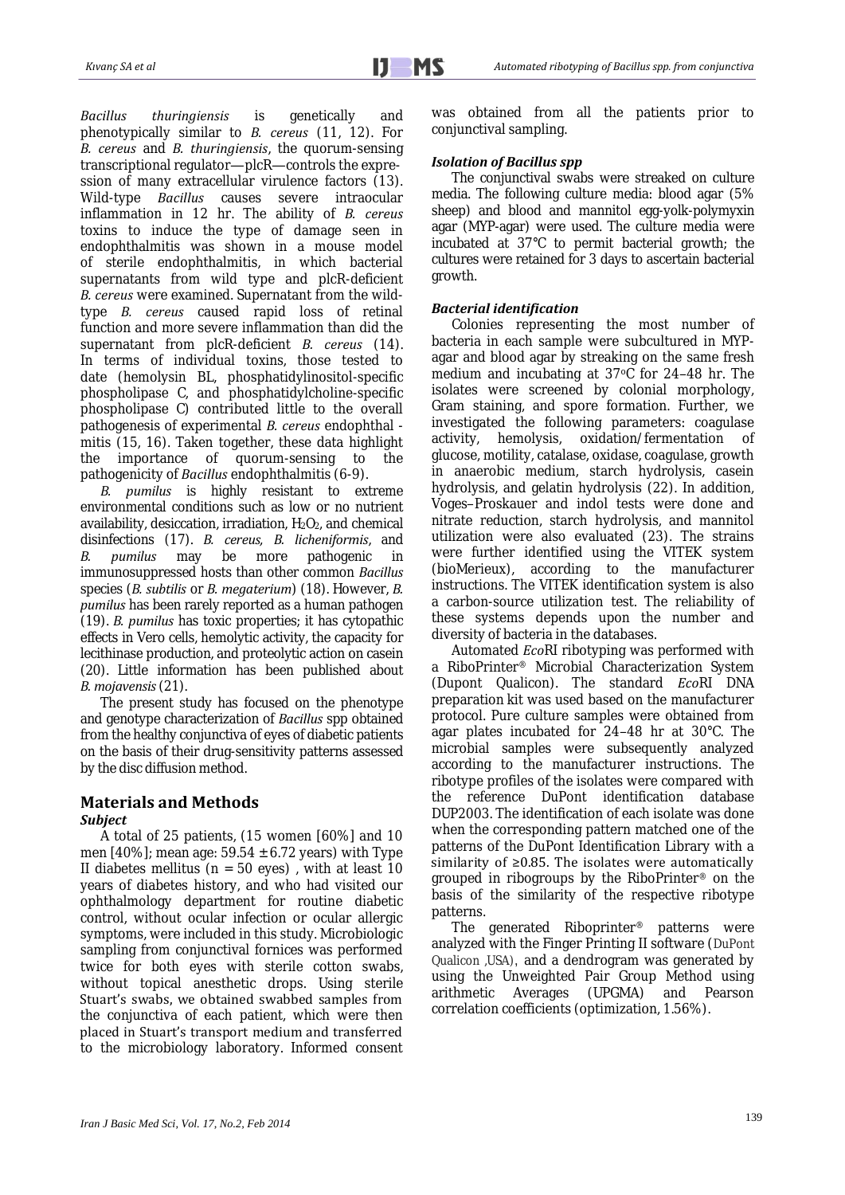*Bacillus thuringiensis* is genetically and phenotypically similar to *B. cereus* (11, 12). For *B. cereus* and *B. thuringiensis*, the quorum-sensing transcriptional regulator—plcR—controls the expression of many extracellular virulence factors (13). Wild-type *Bacillus* causes severe intraocular inflammation in 12 hr. The ability of *B. cereus* toxins to induce the type of damage seen in endophthalmitis was shown in a mouse model of sterile endophthalmitis, in which bacterial supernatants from wild type and plcR-deficient *B. cereus* were examined. Supernatant from the wild-type *B. cereus* caused rapid loss of retinal function and more severe inflammation than did the supernatant from plcR-deficient *B. cereus* (14). In terms of individual toxins, those tested to date (hemolysin BL, phosphatidylinositol-specific phospholipase C, and phosphatidylcholine-specific phospholipase C) contributed little to the overall pathogenesis of experimental *B. cereus* endophthalmitis (15, 16). Taken together, these data highlight the importance of quorum-sensing to the pathogenicity of *Bacillus* endophthalmitis (6-9).

*B. pumilus* is highly resistant to extreme environmental conditions such as low or no nutrient availability, desiccation, irradiation, $H_2O_2$, and chemical disinfections (17). *B. cereus, B. licheniformis*, and *B. pumilus* may be more pathogenic in immunosuppressed hosts than other common *Bacillus* species (*B. subtilis* or *B. megaterium*) (18). However, *B. pumilus* has been rarely reported as a human pathogen (19). *B. pumilus* has toxic properties; it has cytopathic effects in Vero cells, hemolytic activity, the capacity for lecithinase production, and proteolytic action on casein (20). Little information has been published about *B. mojavensis* (21).

The present study has focused on the phenotype and genotype characterization of *Bacillus* spp obtained from the healthy conjunctiva of eyes of diabetic patients on the basis of their drug-sensitivity patterns assessed by the disc diffusion method.

## Materials and Methods

### *Subject*

A total of 25 patients, (15 women [60%] and 10 men [40%]; mean age: 59.54 ± 6.72 years) with Type II diabetes mellitus (n = 50 eyes) , with at least 10 years of diabetes history, and who had visited our ophthalmology department for routine diabetic control, without ocular infection or ocular allergic symptoms, were included in this study. Microbiologic sampling from conjunctival fornices was performed twice for both eyes with sterile cotton swabs, without topical anesthetic drops. Using sterile Stuart's swabs, we obtained swabbed samples from the conjunctiva of each patient, which were then placed in Stuart's transport medium and transferred to the microbiology laboratory. Informed consent was obtained from all the patients prior to conjunctival sampling.

### *Isolation of Bacillus spp*

The conjunctival swabs were streaked on culture media. The following culture media: blood agar (5% sheep) and blood and mannitol egg-yolk-polymyxin agar (MYP-agar) were used. The culture media were incubated at 37°C to permit bacterial growth; the cultures were retained for 3 days to ascertain bacterial growth.

### *Bacterial identification*

Colonies representing the most number of bacteria in each sample were subcultured in MYP-agar and blood agar by streaking on the same fresh medium and incubating at 37°C for 24–48 hr. The isolates were screened by colonial morphology, Gram staining, and spore formation. Further, we investigated the following parameters: coagulase activity, hemolysis, oxidation/fermentation of glucose, motility, catalase, oxidase, coagulase, growth in anaerobic medium, starch hydrolysis, casein hydrolysis, and gelatin hydrolysis (22). In addition, Voges–Proskauer and indol tests were done and nitrate reduction, starch hydrolysis, and mannitol utilization were also evaluated (23). The strains were further identified using the VITEK system (bioMerieux), according to the manufacturer instructions. The VITEK identification system is also a carbon-source utilization test. The reliability of these systems depends upon the number and diversity of bacteria in the databases.

Automated *Eco*RI ribotyping was performed with a RiboPrinter® Microbial Characterization System (Dupont Qualicon). The standard *Eco*RI DNA preparation kit was used based on the manufacturer protocol. Pure culture samples were obtained from agar plates incubated for 24–48 hr at 30°C. The microbial samples were subsequently analyzed according to the manufacturer instructions. The ribotype profiles of the isolates were compared with the reference DuPont identification database DUP2003. The identification of each isolate was done when the corresponding pattern matched one of the patterns of the DuPont Identification Library with a similarity of ≥0.85. The isolates were automatically grouped in ribogroups by the RiboPrinter® on the basis of the similarity of the respective ribotype patterns.

The generated Riboprinter® patterns were analyzed with the Finger Printing II software (DuPont Qualicon ,USA), and a dendrogram was generated by using the Unweighted Pair Group Method using arithmetic Averages (UPGMA) and Pearson correlation coefficients (optimization, 1.56%).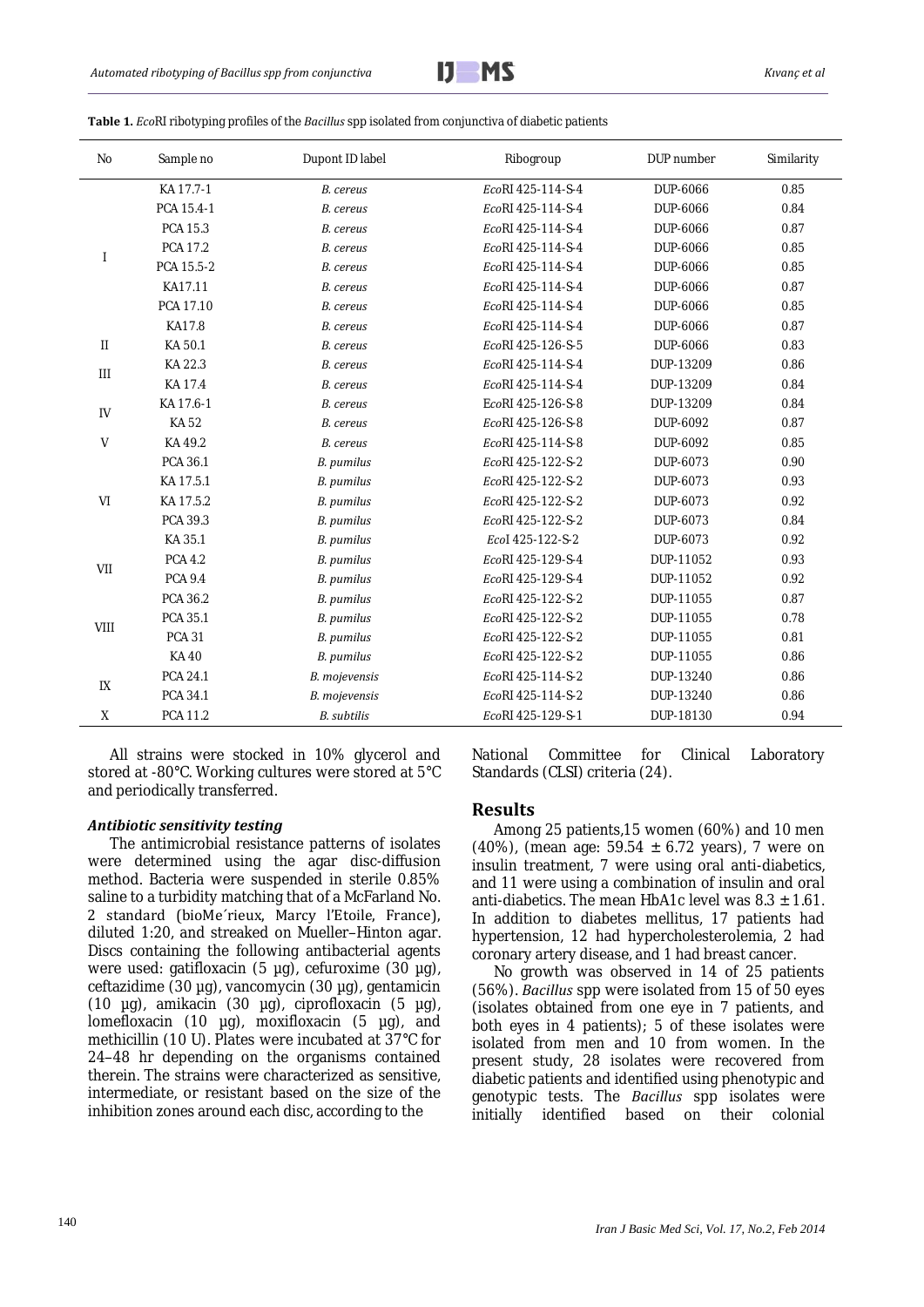**Table 1.** *Eco*RI ribotyping profiles of the *Bacillus* spp isolated from conjunctiva of diabetic patients

| No | Sample no | Dupont ID label | Ribogroup | DUP number | Similarity |
|---|---|---|---|---|---|
| I | KA 17.7-1 | *B. cereus* | *Eco*RI 425-114-S-4 | DUP-6066 | 0.85 |
| | PCA 15.4-1 | *B. cereus* | *Eco*RI 425-114-S-4 | DUP-6066 | 0.84 |
| | PCA 15.3 | *B. cereus* | *Eco*RI 425-114-S-4 | DUP-6066 | 0.87 |
| | PCA 17.2 | *B. cereus* | *Eco*RI 425-114-S-4 | DUP-6066 | 0.85 |
| | PCA 15.5-2 | *B. cereus* | *Eco*RI 425-114-S-4 | DUP-6066 | 0.85 |
| | KA17.11 | *B. cereus* | *Eco*RI 425-114-S-4 | DUP-6066 | 0.87 |
| | PCA 17.10 | *B. cereus* | *Eco*RI 425-114-S-4 | DUP-6066 | 0.85 |
| | KA17.8 | *B. cereus* | *Eco*RI 425-114-S-4 | DUP-6066 | 0.87 |
| II | KA 50.1 | *B. cereus* | *Eco*RI 425-126-S-5 | DUP-6066 | 0.83 |
| III | KA 22.3 | *B. cereus* | *Eco*RI 425-114-S-4 | DUP-13209 | 0.86 |
| | KA 17.4 | *B. cereus* | *Eco*RI 425-114-S-4 | DUP-13209 | 0.84 |
| IV | KA 17.6-1 | *B. cereus* | EcoRI 425-126-S-8 | DUP-13209 | 0.84 |
| | KA 52 | *B. cereus* | *Eco*RI 425-126-S-8 | DUP-6092 | 0.87 |
| V | KA 49.2 | *B. cereus* | *Eco*RI 425-114-S-8 | DUP-6092 | 0.85 |
| VI | PCA 36.1 | *B. pumilus* | *Eco*RI 425-122-S-2 | DUP-6073 | 0.90 |
| | KA 17.5.1 | *B. pumilus* | *Eco*RI 425-122-S-2 | DUP-6073 | 0.93 |
| | KA 17.5.2 | *B. pumilus* | *Eco*RI 425-122-S-2 | DUP-6073 | 0.92 |
| | PCA 39.3 | *B. pumilus* | *Eco*RI 425-122-S-2 | DUP-6073 | 0.84 |
| | KA 35.1 | *B. pumilus* | *Eco*I 425-122-S-2 | DUP-6073 | 0.92 |
| VII | PCA 4.2 | *B. pumilus* | *Eco*RI 425-129-S-4 | DUP-11052 | 0.93 |
| | PCA 9.4 | *B. pumilus* | *Eco*RI 425-129-S-4 | DUP-11052 | 0.92 |
| VIII | PCA 36.2 | *B. pumilus* | *Eco*RI 425-122-S-2 | DUP-11055 | 0.87 |
| | PCA 35.1 | *B. pumilus* | *Eco*RI 425-122-S-2 | DUP-11055 | 0.78 |
| | PCA 31 | *B. pumilus* | *Eco*RI 425-122-S-2 | DUP-11055 | 0.81 |
| | KA 40 | *B. pumilus* | *Eco*RI 425-122-S-2 | DUP-11055 | 0.86 |
| IX | PCA 24.1 | *B. mojevensis* | *Eco*RI 425-114-S-2 | DUP-13240 | 0.86 |
| | PCA 34.1 | *B. mojevensis* | *Eco*RI 425-114-S-2 | DUP-13240 | 0.86 |
| X | PCA 11.2 | *B. subtilis* | *Eco*RI 425-129-S-1 | DUP-18130 | 0.94 |

All strains were stocked in 10% glycerol and stored at -80°C. Working cultures were stored at 5°C and periodically transferred.

#### *Antibiotic sensitivity testing*

The antimicrobial resistance patterns of isolates were determined using the agar disc-diffusion method. Bacteria were suspended in sterile 0.85% saline to a turbidity matching that of a McFarland No. 2 standard (bioMe´rieux, Marcy l'Etoile, France), diluted 1:20, and streaked on Mueller–Hinton agar. Discs containing the following antibacterial agents were used: gatifloxacin (5 µg), cefuroxime (30 µg), ceftazidime (30 µg), vancomycin (30 µg), gentamicin (10 µg), amikacin (30 µg), ciprofloxacin (5 µg), lomefloxacin (10 µg), moxifloxacin (5 µg), and methicillin (10 U). Plates were incubated at 37°C for 24–48 hr depending on the organisms contained therein. The strains were characterized as sensitive, intermediate, or resistant based on the size of the inhibition zones around each disc, according to the National Committee for Clinical Laboratory Standards (CLSI) criteria (24).

## Results

Among 25 patients,15 women (60%) and 10 men (40%), (mean age: 59.54 ± 6.72 years), 7 were on insulin treatment, 7 were using oral anti-diabetics, and 11 were using a combination of insulin and oral anti-diabetics. The mean HbA1c level was 8.3 ± 1.61. In addition to diabetes mellitus, 17 patients had hypertension, 12 had hypercholesterolemia, 2 had coronary artery disease, and 1 had breast cancer.

No growth was observed in 14 of 25 patients (56%). *Bacillus* spp were isolated from 15 of 50 eyes (isolates obtained from one eye in 7 patients, and both eyes in 4 patients); 5 of these isolates were isolated from men and 10 from women. In the present study, 28 isolates were recovered from diabetic patients and identified using phenotypic and genotypic tests. The *Bacillus* spp isolates were initially identified based on their colonial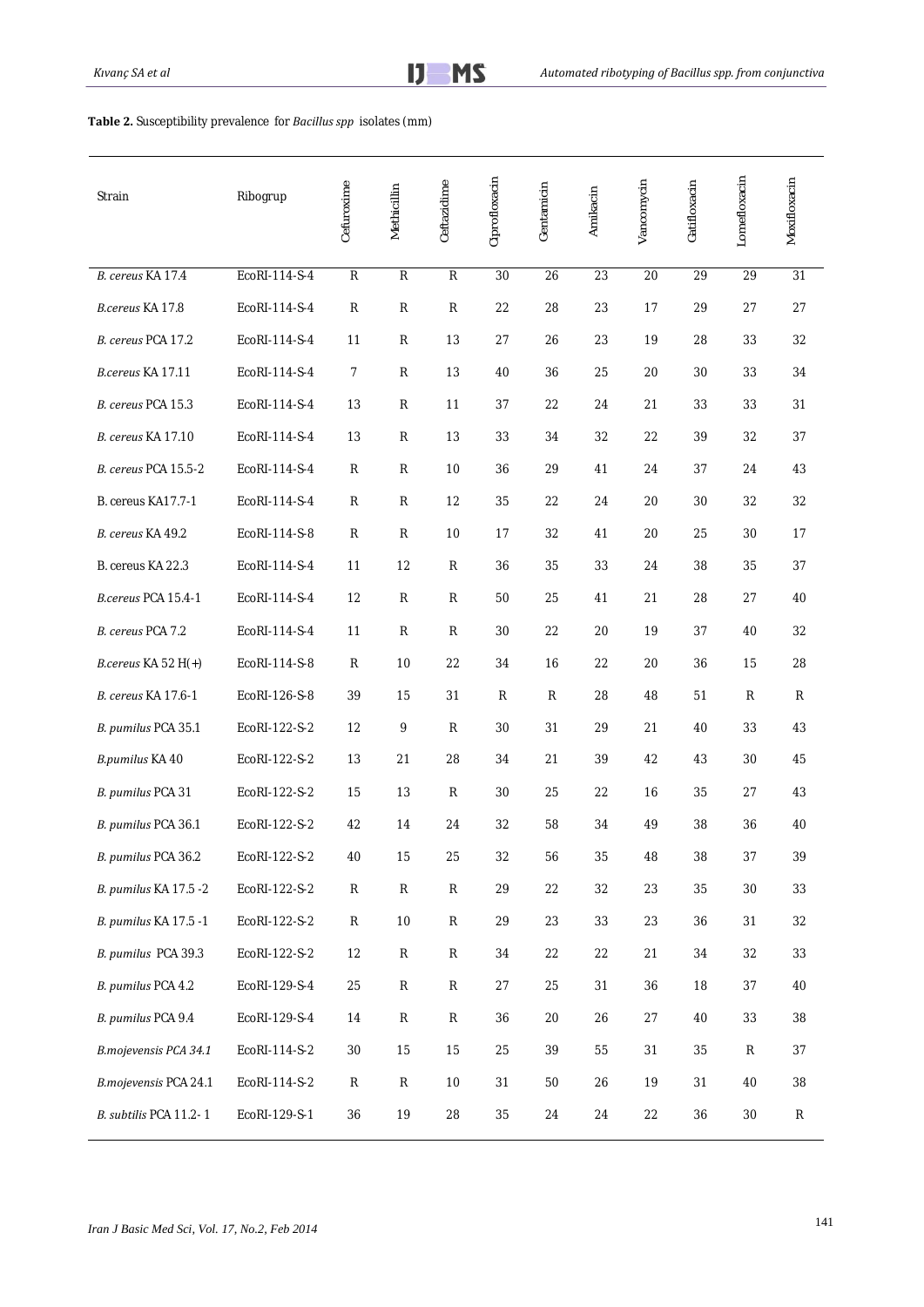**Table 2.** Susceptibility prevalence for *Bacillus spp* isolates (mm)

| Strain | Ribogrup | Cefuroxime | Methicillin | Ceftazidime | Ciprofloxacin | Gentamicin | Amikacin | Vancomycin | Gatifloxacin | Lomefloxacin | Moxifloxacin |
|---|---|---|---|---|---|---|---|---|---|---|---|
| *B. cereus* KA 17.4 | EcoRI-114-S-4 | R | R | R | 30 | 26 | 23 | 20 | 29 | 29 | 31 |
| *B.cereus* KA 17.8 | EcoRI-114-S-4 | R | R | R | 22 | 28 | 23 | 17 | 29 | 27 | 27 |
| *B. cereus* PCA 17.2 | EcoRI-114-S-4 | 11 | R | 13 | 27 | 26 | 23 | 19 | 28 | 33 | 32 |
| *B.cereus* KA 17.11 | EcoRI-114-S-4 | 7 | R | 13 | 40 | 36 | 25 | 20 | 30 | 33 | 34 |
| *B. cereus* PCA 15.3 | EcoRI-114-S-4 | 13 | R | 11 | 37 | 22 | 24 | 21 | 33 | 33 | 31 |
| *B. cereus* KA 17.10 | EcoRI-114-S-4 | 13 | R | 13 | 33 | 34 | 32 | 22 | 39 | 32 | 37 |
| *B. cereus* PCA 15.5-2 | EcoRI-114-S-4 | R | R | 10 | 36 | 29 | 41 | 24 | 37 | 24 | 43 |
| B. cereus KA17.7-1 | EcoRI-114-S-4 | R | R | 12 | 35 | 22 | 24 | 20 | 30 | 32 | 32 |
| *B. cereus* KA 49.2 | EcoRI-114-S-8 | R | R | 10 | 17 | 32 | 41 | 20 | 25 | 30 | 17 |
| B. cereus KA 22.3 | EcoRI-114-S-4 | 11 | 12 | R | 36 | 35 | 33 | 24 | 38 | 35 | 37 |
| *B.cereus* PCA 15.4-1 | EcoRI-114-S-4 | 12 | R | R | 50 | 25 | 41 | 21 | 28 | 27 | 40 |
| *B. cereus* PCA 7.2 | EcoRI-114-S-4 | 11 | R | R | 30 | 22 | 20 | 19 | 37 | 40 | 32 |
| *B.cereus* KA 52 H(+) | EcoRI-114-S-8 | R | 10 | 22 | 34 | 16 | 22 | 20 | 36 | 15 | 28 |
| *B. cereus* KA 17.6-1 | EcoRI-126-S-8 | 39 | 15 | 31 | R | R | 28 | 48 | 51 | R | R |
| *B. pumilus* PCA 35.1 | EcoRI-122-S-2 | 12 | 9 | R | 30 | 31 | 29 | 21 | 40 | 33 | 43 |
| *B.pumilus* KA 40 | EcoRI-122-S-2 | 13 | 21 | 28 | 34 | 21 | 39 | 42 | 43 | 30 | 45 |
| *B. pumilus* PCA 31 | EcoRI-122-S-2 | 15 | 13 | R | 30 | 25 | 22 | 16 | 35 | 27 | 43 |
| *B. pumilus* PCA 36.1 | EcoRI-122-S-2 | 42 | 14 | 24 | 32 | 58 | 34 | 49 | 38 | 36 | 40 |
| *B. pumilus* PCA 36.2 | EcoRI-122-S-2 | 40 | 15 | 25 | 32 | 56 | 35 | 48 | 38 | 37 | 39 |
| *B. pumilus* KA 17.5 -2 | EcoRI-122-S-2 | R | R | R | 29 | 22 | 32 | 23 | 35 | 30 | 33 |
| *B. pumilus* KA 17.5 -1 | EcoRI-122-S-2 | R | 10 | R | 29 | 23 | 33 | 23 | 36 | 31 | 32 |
| *B. pumilus* PCA 39.3 | EcoRI-122-S-2 | 12 | R | R | 34 | 22 | 22 | 21 | 34 | 32 | 33 |
| *B. pumilus* PCA 4.2 | EcoRI-129-S-4 | 25 | R | R | 27 | 25 | 31 | 36 | 18 | 37 | 40 |
| *B. pumilus* PCA 9.4 | EcoRI-129-S-4 | 14 | R | R | 36 | 20 | 26 | 27 | 40 | 33 | 38 |
| *B.mojevensis PCA 34.1* | EcoRI-114-S-2 | 30 | 15 | 15 | 25 | 39 | 55 | 31 | 35 | R | 37 |
| *B.mojevensis* PCA 24.1 | EcoRI-114-S-2 | R | R | 10 | 31 | 50 | 26 | 19 | 31 | 40 | 38 |
| *B. subtilis* PCA 11.2- 1 | EcoRI-129-S-1 | 36 | 19 | 28 | 35 | 24 | 24 | 22 | 36 | 30 | R |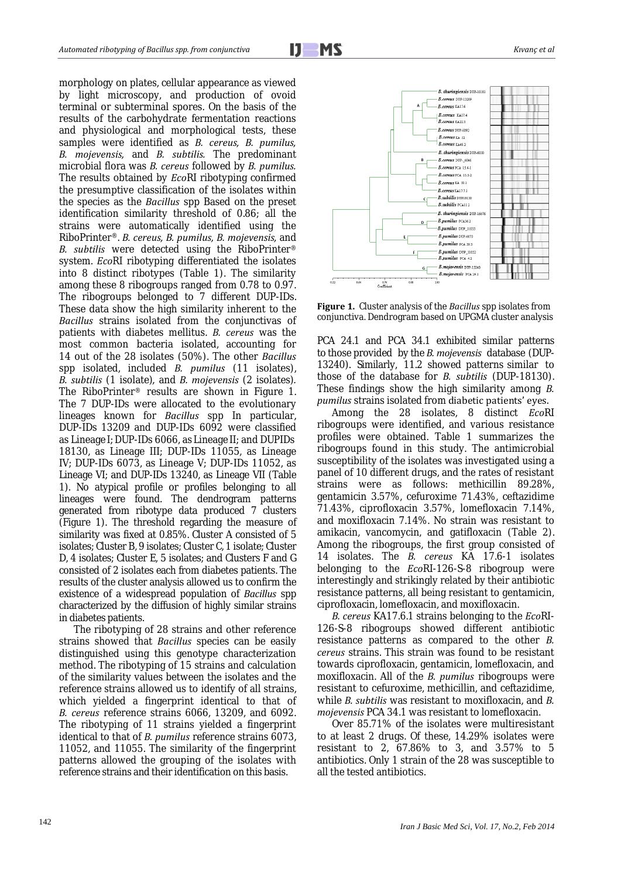morphology on plates, cellular appearance as viewed by light microscopy, and production of ovoid terminal or subterminal spores. On the basis of the results of the carbohydrate fermentation reactions and physiological and morphological tests, these samples were identified as *B. cereus, B. pumilus, B. mojevensis,* and *B. subtilis.* The predominant microbial flora was *B. cereus* followed by *B. pumilus.* The results obtained by *Eco*RI ribotyping confirmed the presumptive classification of the isolates within the species as the *Bacillus* spp Based on the preset identification similarity threshold of 0.86; all the strains were automatically identified using the RiboPrinter®. *B. cereus, B. pumilus, B. mojevensis,* and *B. subtilis* were detected using the RiboPrinter® system. *Eco*RI ribotyping differentiated the isolates into 8 distinct ribotypes (Table 1). The similarity among these 8 ribogroups ranged from 0.78 to 0.97. The ribogroups belonged to 7 different DUP-IDs. These data show the high similarity inherent to the *Bacillus* strains isolated from the conjunctivas of patients with diabetes mellitus. *B. cereus* was the most common bacteria isolated, accounting for 14 out of the 28 isolates (50%). The other *Bacillus* spp isolated, included *B. pumilus* (11 isolates), *B. subtilis* (1 isolate), and *B. mojevensis* (2 isolates). The RiboPrinter® results are shown in Figure 1. The 7 DUP-IDs were allocated to the evolutionary lineages known for *Bacillus* spp In particular, DUP-IDs 13209 and DUP-IDs 6092 were classified as Lineage I; DUP-IDs 6066, as Lineage II; and DUPIDs 18130, as Lineage III; DUP-IDs 11055, as Lineage IV; DUP-IDs 6073, as Lineage V; DUP-IDs 11052, as Lineage VI; and DUP-IDs 13240, as Lineage VII (Table 1). No atypical profile or profiles belonging to all lineages were found. The dendrogram patterns generated from ribotype data produced 7 clusters (Figure 1). The threshold regarding the measure of similarity was fixed at 0.85%. Cluster A consisted of 5 isolates; Cluster B, 9 isolates; Cluster C, 1 isolate; Cluster D, 4 isolates; Cluster E, 5 isolates; and Clusters F and G consisted of 2 isolates each from diabetes patients. The results of the cluster analysis allowed us to confirm the existence of a widespread population of *Bacillus* spp characterized by the diffusion of highly similar strains in diabetes patients.

The ribotyping of 28 strains and other reference strains showed that *Bacillus* species can be easily distinguished using this genotype characterization method. The ribotyping of 15 strains and calculation of the similarity values between the isolates and the reference strains allowed us to identify of all strains, which yielded a fingerprint identical to that of *B. cereus* reference strains 6066, 13209, and 6092. The ribotyping of 11 strains yielded a fingerprint identical to that of *B. pumilus* reference strains 6073, 11052, and 11055. The similarity of the fingerprint patterns allowed the grouping of the isolates with reference strains and their identification on this basis.

**Figure 1.** Cluster analysis of the *Bacillus* spp isolates from conjunctiva. Dendrogram based on UPGMA cluster analysis

PCA 24.1 and PCA 34.1 exhibited similar patterns to those provided by the *B. mojevensis* database (DUP-13240). Similarly, 11.2 showed patterns similar to those of the database for *B. subtilis* (DUP-18130). These findings show the high similarity among *B. pumilus* strains isolated from diabetic patients' eyes.

Among the 28 isolates, 8 distinct *Eco*RI ribogroups were identified, and various resistance profiles were obtained. Table 1 summarizes the ribogroups found in this study. The antimicrobial susceptibility of the isolates was investigated using a panel of 10 different drugs, and the rates of resistant strains were as follows: methicillin 89.28%, gentamicin 3.57%, cefuroxime 71.43%, ceftazidime 71.43%, ciprofloxacin 3.57%, lomefloxacin 7.14%, and moxifloxacin 7.14%. No strain was resistant to amikacin, vancomycin, and gatifloxacin (Table 2). Among the ribogroups, the first group consisted of 14 isolates. The *B. cereus* KA 17.6-1 isolates belonging to the *Eco*RI-126-S-8 ribogroup were interestingly and strikingly related by their antibiotic resistance patterns, all being resistant to gentamicin, ciprofloxacin, lomefloxacin, and moxifloxacin.

*B. cereus* KA17.6.1 strains belonging to the *Eco*RI-126-S-8 ribogroups showed different antibiotic resistance patterns as compared to the other *B. cereus* strains. This strain was found to be resistant towards ciprofloxacin, gentamicin, lomefloxacin, and moxifloxacin. All of the *B. pumilus* ribogroups were resistant to cefuroxime, methicillin, and ceftazidime, while *B. subtilis* was resistant to moxifloxacin, and *B. mojevensis* PCA 34.1 was resistant to lomefloxacin.

Over 85.71% of the isolates were multiresistant to at least 2 drugs. Of these, 14.29% isolates were resistant to 2, 67.86% to 3, and 3.57% to 5 antibiotics. Only 1 strain of the 28 was susceptible to all the tested antibiotics.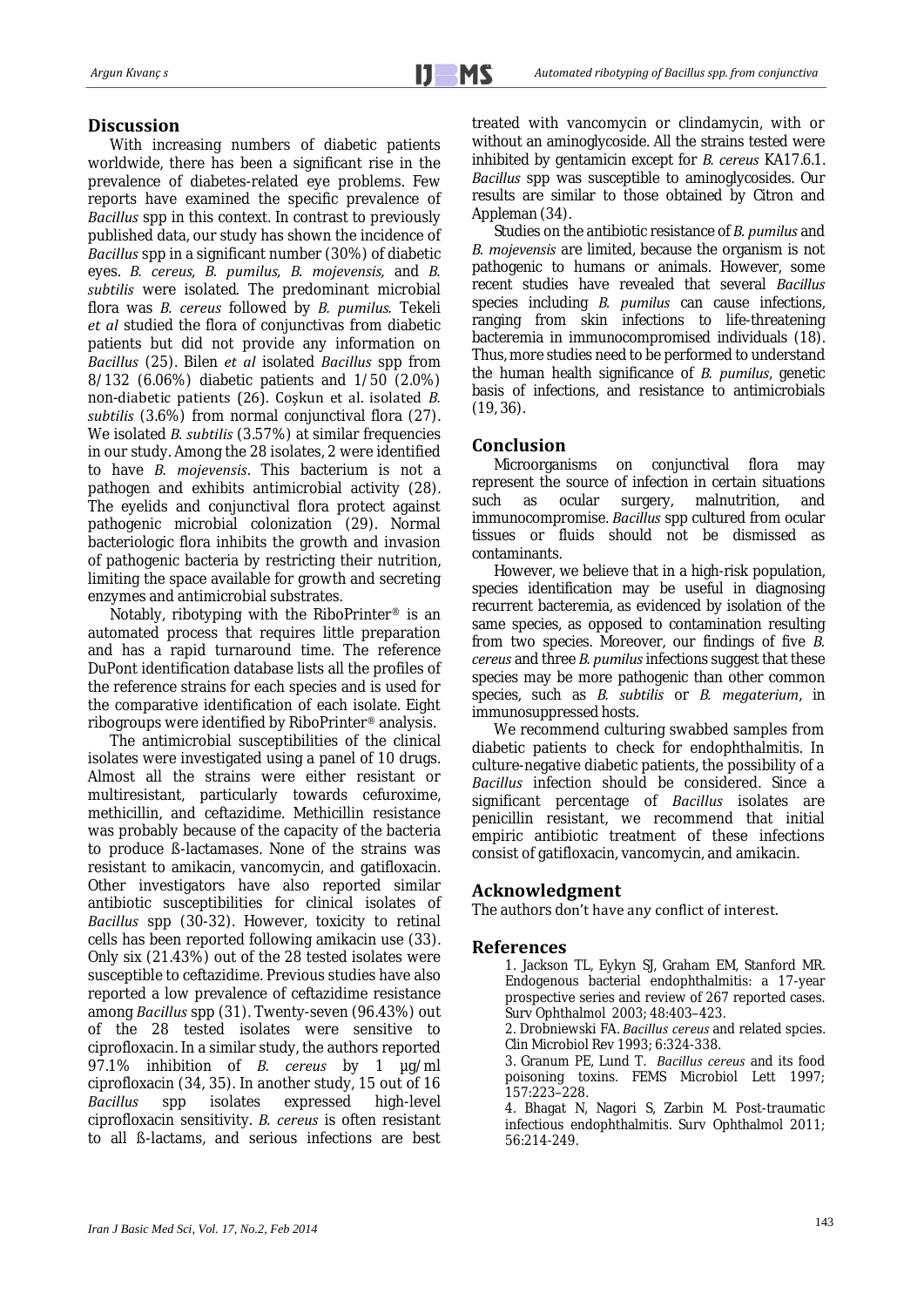## Discussion

With increasing numbers of diabetic patients worldwide, there has been a significant rise in the prevalence of diabetes-related eye problems. Few reports have examined the specific prevalence of *Bacillus* spp in this context. In contrast to previously published data, our study has shown the incidence of *Bacillus* spp in a significant number (30%) of diabetic eyes. *B. cereus, B. pumilus, B. mojevensis,* and *B. subtilis* were isolated. The predominant microbial flora was *B. cereus* followed by *B. pumilus*. Tekeli *et al* studied the flora of conjunctivas from diabetic patients but did not provide any information on *Bacillus* (25). Bilen *et al* isolated *Bacillus* spp from 8/132 (6.06%) diabetic patients and 1/50 (2.0%) non-diabetic patients (26). Coşkun et al. isolated *B. subtilis* (3.6%) from normal conjunctival flora (27). We isolated *B. subtilis* (3.57%) at similar frequencies in our study. Among the 28 isolates, 2 were identified to have *B. mojevensis*. This bacterium is not a pathogen and exhibits antimicrobial activity (28). The eyelids and conjunctival flora protect against pathogenic microbial colonization (29). Normal bacteriologic flora inhibits the growth and invasion of pathogenic bacteria by restricting their nutrition, limiting the space available for growth and secreting enzymes and antimicrobial substrates.

Notably, ribotyping with the RiboPrinter® is an automated process that requires little preparation and has a rapid turnaround time. The reference DuPont identification database lists all the profiles of the reference strains for each species and is used for the comparative identification of each isolate. Eight ribogroups were identified by RiboPrinter® analysis.

The antimicrobial susceptibilities of the clinical isolates were investigated using a panel of 10 drugs. Almost all the strains were either resistant or multiresistant, particularly towards cefuroxime, methicillin, and ceftazidime. Methicillin resistance was probably because of the capacity of the bacteria to produce ß-lactamases. None of the strains was resistant to amikacin, vancomycin, and gatifloxacin. Other investigators have also reported similar antibiotic susceptibilities for clinical isolates of *Bacillus* spp (30-32). However, toxicity to retinal cells has been reported following amikacin use (33). Only six (21.43%) out of the 28 tested isolates were susceptible to ceftazidime. Previous studies have also reported a low prevalence of ceftazidime resistance among *Bacillus* spp (31). Twenty-seven (96.43%) out of the 28 tested isolates were sensitive to ciprofloxacin. In a similar study, the authors reported 97.1% inhibition of *B. cereus* by 1 µg/ml ciprofloxacin (34, 35). In another study, 15 out of 16 *Bacillus* spp isolates expressed high-level ciprofloxacin sensitivity. *B. cereus* is often resistant to all ß-lactams, and serious infections are best treated with vancomycin or clindamycin, with or without an aminoglycoside. All the strains tested were inhibited by gentamicin except for *B. cereus* KA17.6.1. *Bacillus* spp was susceptible to aminoglycosides. Our results are similar to those obtained by Citron and Appleman (34).

Studies on the antibiotic resistance of *B. pumilus* and *B. mojevensis* are limited, because the organism is not pathogenic to humans or animals. However, some recent studies have revealed that several *Bacillus* species including *B. pumilus* can cause infections, ranging from skin infections to life-threatening bacteremia in immunocompromised individuals (18). Thus, more studies need to be performed to understand the human health significance of *B. pumilus*, genetic basis of infections, and resistance to antimicrobials (19, 36).

## Conclusion

Microorganisms on conjunctival flora may represent the source of infection in certain situations such as ocular surgery, malnutrition, and immunocompromise. *Bacillus* spp cultured from ocular tissues or fluids should not be dismissed as contaminants.

However, we believe that in a high-risk population, species identification may be useful in diagnosing recurrent bacteremia, as evidenced by isolation of the same species, as opposed to contamination resulting from two species. Moreover, our findings of five *B. cereus* and three *B. pumilus* infections suggest that these species may be more pathogenic than other common species, such as *B. subtilis* or *B. megaterium*, in immunosuppressed hosts.

We recommend culturing swabbed samples from diabetic patients to check for endophthalmitis. In culture-negative diabetic patients, the possibility of a *Bacillus* infection should be considered. Since a significant percentage of *Bacillus* isolates are penicillin resistant, we recommend that initial empiric antibiotic treatment of these infections consist of gatifloxacin, vancomycin, and amikacin.

## Acknowledgment

The authors don't have any conflict of interest.

## References

1. Jackson TL, Eykyn SJ, Graham EM, Stanford MR. Endogenous bacterial endophthalmitis: a 17-year prospective series and review of 267 reported cases. Surv Ophthalmol 2003; 48:403–423.
2. Drobniewski FA. *Bacillus cereus* and related spcies. Clin Microbiol Rev 1993; 6:324-338.
3. Granum PE, Lund T. *Bacillus cereus* and its food poisoning toxins. FEMS Microbiol Lett 1997; 157:223–228.
4. Bhagat N, Nagori S, Zarbin M. Post-traumatic infectious endophthalmitis. Surv Ophthalmol 2011; 56:214-249.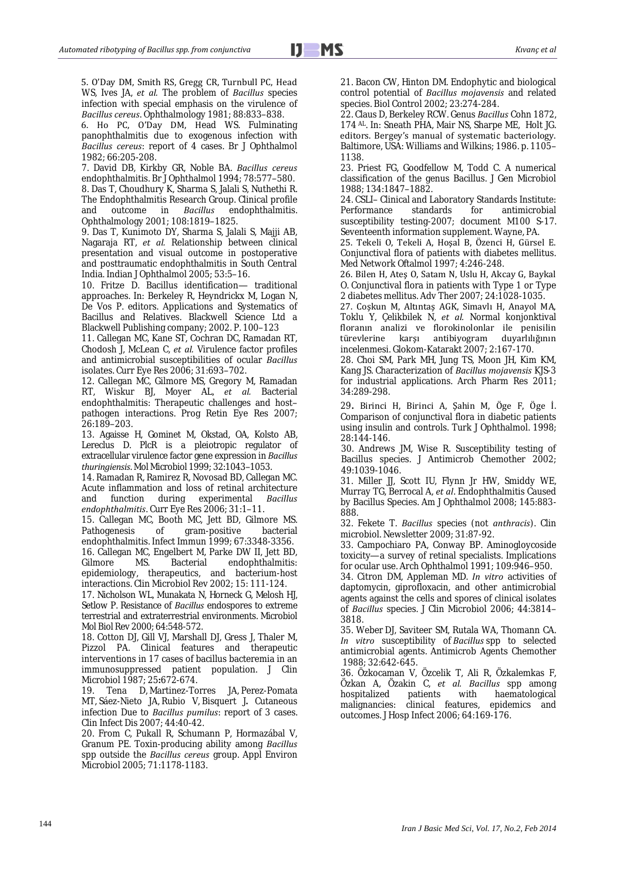5. O'Day DM, Smith RS, Gregg CR, Turnbull PC, Head WS, Ives JA, *et al.* The problem of *Bacillus* species infection with special emphasis on the virulence of *Bacillus cereus*. Ophthalmology 1981; 88:833–838.

6. Ho PC, O'Day DM, Head WS. Fulminating panophthalmitis due to exogenous infection with *Bacillus cereus*: report of 4 cases. Br J Ophthalmol 1982; 66:205-208.

7. David DB, Kirkby GR, Noble BA. *Bacillus cereus* endophthalmitis. Br J Ophthalmol 1994; 78:577–580.

8. Das T, Choudhury K, Sharma S, Jalali S, Nuthethi R. The Endophthalmitis Research Group. Clinical profile and outcome in *Bacillus* endophthalmitis. Ophthalmology 2001; 108:1819–1825.

9. Das T, Kunimoto DY, Sharma S, Jalali S, Majji AB, Nagaraja RT, *et al.* Relationship between clinical presentation and visual outcome in postoperative and posttraumatic endophthalmitis in South Central India. Indian J Ophthalmol 2005; 53:5–16.

10. Fritze D. Bacillus identification— traditional approaches. In: Berkeley R, Heyndrickx M, Logan N, De Vos P. editors. Applications and Systematics of Bacillus and Relatives. Blackwell Science Ltd a Blackwell Publishing company; 2002. P. 100–123

11. Callegan MC, Kane ST, Cochran DC, Ramadan RT, Chodosh J, McLean C, *et al.* Virulence factor profiles and antimicrobial susceptibilities of ocular *Bacillus* isolates. Curr Eye Res 2006; 31:693–702.

12. Callegan MC, Gilmore MS, Gregory M, Ramadan RT, Wiskur BJ, Moyer AL, *et al.* Bacterial endophthalmitis: Therapeutic challenges and host–pathogen interactions. Prog Retin Eye Res 2007; 26:189–203.

13. Agaisse H, Gominet M, Okstad, OA, Kolsto AB, Lereclus D. PlcR is a pleiotropic regulator of extracellular virulence factor gene expression in *Bacillus thuringiensis*. Mol Microbiol 1999; 32:1043–1053.

14. Ramadan R, Ramirez R, Novosad BD, Callegan MC. Acute inflammation and loss of retinal architecture and function during experimental *Bacillus endophthalmitis*. Curr Eye Res 2006; 31:1–11.

15. Callegan MC, Booth MC, Jett BD, Gilmore MS. Pathogenesis of gram-positive bacterial endophthalmitis. Infect Immun 1999; 67:3348-3356.

16. Callegan MC, Engelbert M, Parke DW II, Jett BD, Gilmore MS. Bacterial endophthalmitis: epidemiology, therapeutics, and bacterium-host interactions. Clin Microbiol Rev 2002; 15: 111-124.

17. Nicholson WL, Munakata N, Horneck G, Melosh HJ, Setlow P. Resistance of *Bacillus* endospores to extreme terrestrial and extraterrestrial environments. Microbiol Mol Biol Rev 2000; 64:548-572.

18. Cotton DJ, Gill VJ, Marshall DJ, Gress J, Thaler M, Pizzol PA. Clinical features and therapeutic interventions in 17 cases of bacillus bacteremia in an immunosuppressed patient population. J Clin Microbiol 1987; 25:672-674.

19. Tena D, Martinez-Torres JA, Perez-Pomata MT, Sáez-Nieto JA, Rubio V, Bisquert J. Cutaneous infection Due to *Bacillus pumilus*: report of 3 cases. Clin Infect Dis 2007; 44:40-42.

20. From C, Pukall R, Schumann P, Hormazábal V, Granum PE. Toxin-producing ability among *Bacillus* spp outside the *Bacillus cereus* group. Appl Environ Microbiol 2005; 71:1178-1183.

21. Bacon CW, Hinton DM. Endophytic and biological control potential of *Bacillus mojavensis* and related species. Biol Control 2002; 23:274-284.

22. Claus D, Berkeley RCW. Genus *Bacillus* Cohn 1872, 174 AL. In: Sneath PHA, Mair NS, Sharpe ME, Holt JG. editors. Bergey's manual of systematic bacteriology. Baltimore, USA: Williams and Wilkins; 1986. p. 1105–1138.

23. Priest FG, Goodfellow M, Todd C. A numerical classification of the genus Bacillus. J Gen Microbiol 1988; 134:1847–1882.

24. CSLI– Clinical and Laboratory Standards Institute: Performance standards for antimicrobial susceptibility testing-2007; document M100 S-17. Seventeenth information supplement. Wayne, PA.

25. Tekeli O, Tekeli A, Hoşal B, Özenci H, Gürsel E. Conjunctival flora of patients with diabetes mellitus. Med Network Oftalmol 1997; 4:246-248.

26. Bilen H, Ateş O, Satam N, Uslu H, Akcay G, Baykal O. Conjunctival flora in patients with Type 1 or Type 2 diabetes mellitus. Adv Ther 2007; 24:1028-1035.

27. Coşkun M, Altıntaş AGK, Simavlı H, Anayol MA, Toklu Y, Çelikbilek N, *et al.* Normal konjonktival floranın analizi ve florokinolonlar ile penisilin türevlerine karşı antibiyogram duyarlılığının incelenmesi. Glokom-Katarakt 2007; 2:167-170.

28. Choi SM, Park MH, Jung TS, Moon JH, Kim KM, Kang JS. Characterization of *Bacillus mojavensis* KJS-3 for industrial applications. Arch Pharm Res 2011; 34:289-298.

29. Birinci H, Birinci A, Şahin M, Öge F, Öge İ. Comparison of conjunctival flora in diabetic patients using insulin and controls. Turk J Ophthalmol. 1998; 28:144-146.

30. Andrews JM, Wise R. Susceptibility testing of Bacillus species. J Antimicrob Chemother 2002; 49:1039-1046.

31. Miller JJ, Scott IU, Flynn Jr HW, Smiddy WE, Murray TG, Berrocal A, *et al*. Endophthalmitis Caused by Bacillus Species. Am J Ophthalmol 2008; 145:883-888.

32. Fekete T. *Bacillus* species (not *anthracis*). Clin microbiol. Newsletter 2009; 31:87-92.

33. Campochiaro PA, Conway BP. Aminogloycoside toxicity—a survey of retinal specialists. Implications for ocular use. Arch Ophthalmol 1991; 109:946–950.

34. Citron DM, Appleman MD. *In vitro* activities of daptomycin, giprofloxacin, and other antimicrobial agents against the cells and spores of clinical isolates of *Bacillus* species. J Clin Microbiol 2006; 44:3814–3818.

35. Weber DJ, Saviteer SM, Rutala WA, Thomann CA. *In vitro* susceptibility of *Bacillus* spp to selected antimicrobial agents. Antimicrob Agents Chemother 1988; 32:642-645.

36. Özkocaman V, Özcelik T, Ali R, Özkalemkas F, Özkan A, Özakin C, *et al. Bacillus* spp among hospitalized patients with haematological malignancies: clinical features, epidemics and outcomes. J Hosp Infect 2006; 64:169-176.